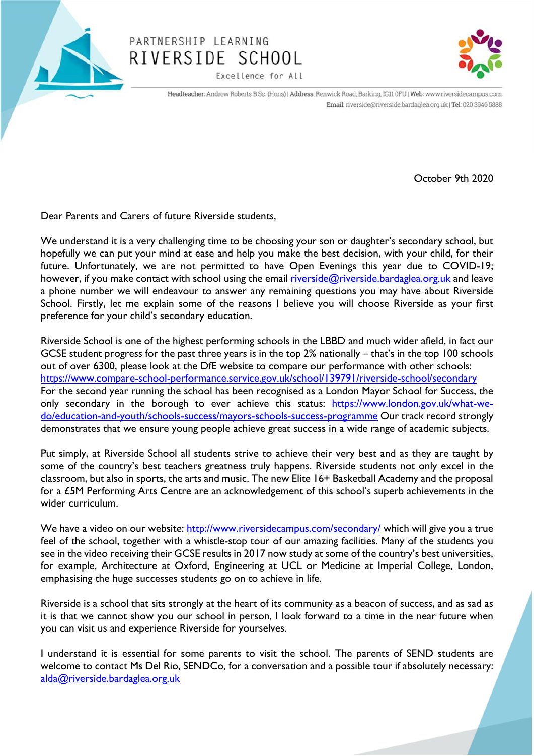PARTNERSHIP LEARNING

# RIVERSIDE SCHOOL

Excellence for All

Headteacher: Andrew Roberts BSc (Hons) | Address: Renwick Road, Barking, IG11 0FU | Web: www.riversidecampus.com
Email: riverside@riverside.bardaglea.org.uk | Tel: 020 3946 5888

October 9th 2020

Dear Parents and Carers of future Riverside students,

We understand it is a very challenging time to be choosing your son or daughter's secondary school, but hopefully we can put your mind at ease and help you make the best decision, with your child, for their future. Unfortunately, we are not permitted to have Open Evenings this year due to COVID-19; however, if you make contact with school using the email [riverside@riverside.bardaglea.org.uk](mailto:riverside@riverside.bardaglea.org.uk) and leave a phone number we will endeavour to answer any remaining questions you may have about Riverside School. Firstly, let me explain some of the reasons I believe you will choose Riverside as your first preference for your child's secondary education.

Riverside School is one of the highest performing schools in the LBBD and much wider afield, in fact our GCSE student progress for the past three years is in the top 2% nationally – that's in the top 100 schools out of over 6300, please look at the DfE website to compare our performance with other schools: [https://www.compare-school-performance.service.gov.uk/school/139791/riverside-school/secondary](https://www.compare-school-performance.service.gov.uk/school/139791/riverside-school/secondary)
For the second year running the school has been recognised as a London Mayor School for Success, the only secondary in the borough to ever achieve this status: [https://www.london.gov.uk/what-we-do/education-and-youth/schools-success/mayors-schools-success-programme](https://www.london.gov.uk/what-we-do/education-and-youth/schools-success/mayors-schools-success-programme) Our track record strongly demonstrates that we ensure young people achieve great success in a wide range of academic subjects.

Put simply, at Riverside School all students strive to achieve their very best and as they are taught by some of the country's best teachers greatness truly happens. Riverside students not only excel in the classroom, but also in sports, the arts and music. The new Elite 16+ Basketball Academy and the proposal for a £5M Performing Arts Centre are an acknowledgement of this school's superb achievements in the wider curriculum.

We have a video on our website: [http://www.riversidecampus.com/secondary/](http://www.riversidecampus.com/secondary/) which will give you a true feel of the school, together with a whistle-stop tour of our amazing facilities. Many of the students you see in the video receiving their GCSE results in 2017 now study at some of the country's best universities, for example, Architecture at Oxford, Engineering at UCL or Medicine at Imperial College, London, emphasising the huge successes students go on to achieve in life.

Riverside is a school that sits strongly at the heart of its community as a beacon of success, and as sad as it is that we cannot show you our school in person, I look forward to a time in the near future when you can visit us and experience Riverside for yourselves.

I understand it is essential for some parents to visit the school. The parents of SEND students are welcome to contact Ms Del Rio, SENDCo, for a conversation and a possible tour if absolutely necessary: [alda@riverside.bardaglea.org.uk](mailto:alda@riverside.bardaglea.org.uk)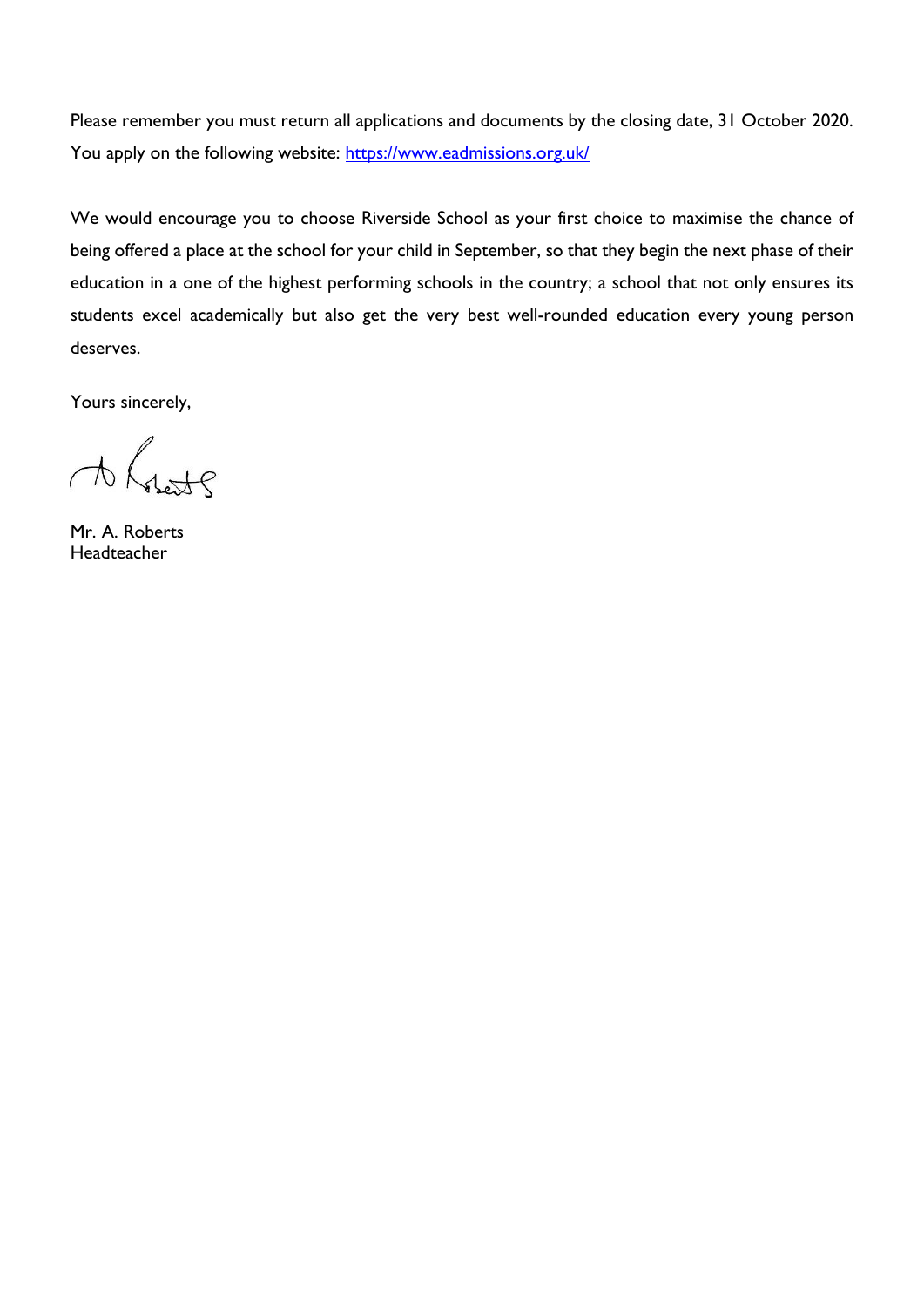Please remember you must return all applications and documents by the closing date, 31 October 2020. You apply on the following website: [https://www.eadmissions.org.uk/](https://www.eadmissions.org.uk/)

We would encourage you to choose Riverside School as your first choice to maximise the chance of being offered a place at the school for your child in September, so that they begin the next phase of their education in a one of the highest performing schools in the country; a school that not only ensures its students excel academically but also get the very best well-rounded education every young person deserves.

Yours sincerely,

Mr. A. Roberts
Headteacher